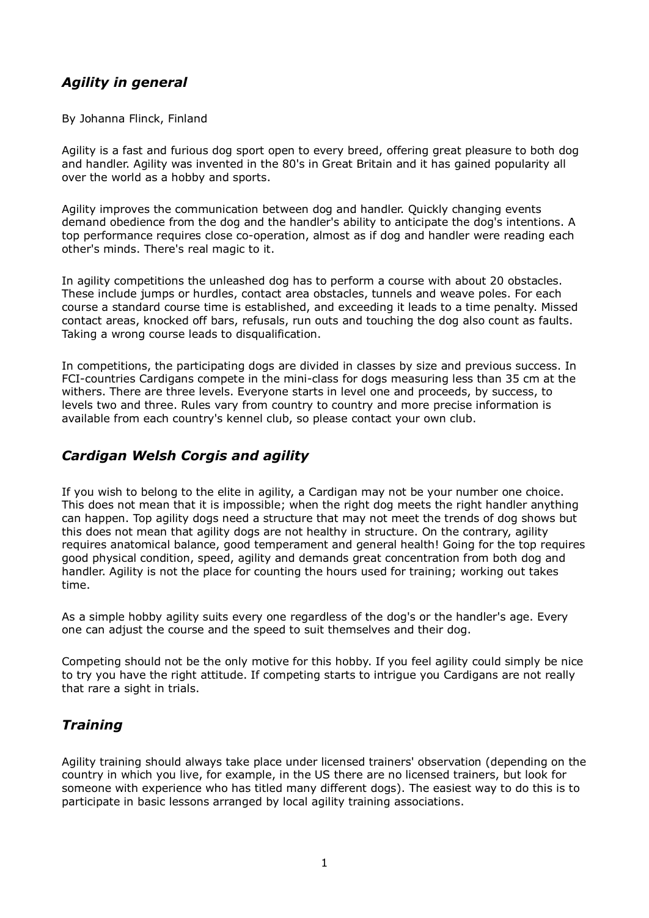## *Agility in general*

By Johanna Flinck, Finland

Agility is a fast and furious dog sport open to every breed, offering great pleasure to both dog and handler. Agility was invented in the 80's in Great Britain and it has gained popularity all over the world as a hobby and sports.

Agility improves the communication between dog and handler. Quickly changing events demand obedience from the dog and the handler's ability to anticipate the dog's intentions. A top performance requires close co-operation, almost as if dog and handler were reading each other's minds. There's real magic to it.

In agility competitions the unleashed dog has to perform a course with about 20 obstacles. These include jumps or hurdles, contact area obstacles, tunnels and weave poles. For each course a standard course time is established, and exceeding it leads to a time penalty. Missed contact areas, knocked off bars, refusals, run outs and touching the dog also count as faults. Taking a wrong course leads to disqualification.

In competitions, the participating dogs are divided in classes by size and previous success. In FCI-countries Cardigans compete in the mini-class for dogs measuring less than 35 cm at the withers. There are three levels. Everyone starts in level one and proceeds, by success, to levels two and three. Rules vary from country to country and more precise information is available from each country's kennel club, so please contact your own club.

## *Cardigan Welsh Corgis and agility*

If you wish to belong to the elite in agility, a Cardigan may not be your number one choice. This does not mean that it is impossible; when the right dog meets the right handler anything can happen. Top agility dogs need a structure that may not meet the trends of dog shows but this does not mean that agility dogs are not healthy in structure. On the contrary, agility requires anatomical balance, good temperament and general health! Going for the top requires good physical condition, speed, agility and demands great concentration from both dog and handler. Agility is not the place for counting the hours used for training; working out takes time.

As a simple hobby agility suits every one regardless of the dog's or the handler's age. Every one can adjust the course and the speed to suit themselves and their dog.

Competing should not be the only motive for this hobby. If you feel agility could simply be nice to try you have the right attitude. If competing starts to intrigue you Cardigans are not really that rare a sight in trials.

## *Training*

Agility training should always take place under licensed trainers' observation (depending on the country in which you live, for example, in the US there are no licensed trainers, but look for someone with experience who has titled many different dogs). The easiest way to do this is to participate in basic lessons arranged by local agility training associations.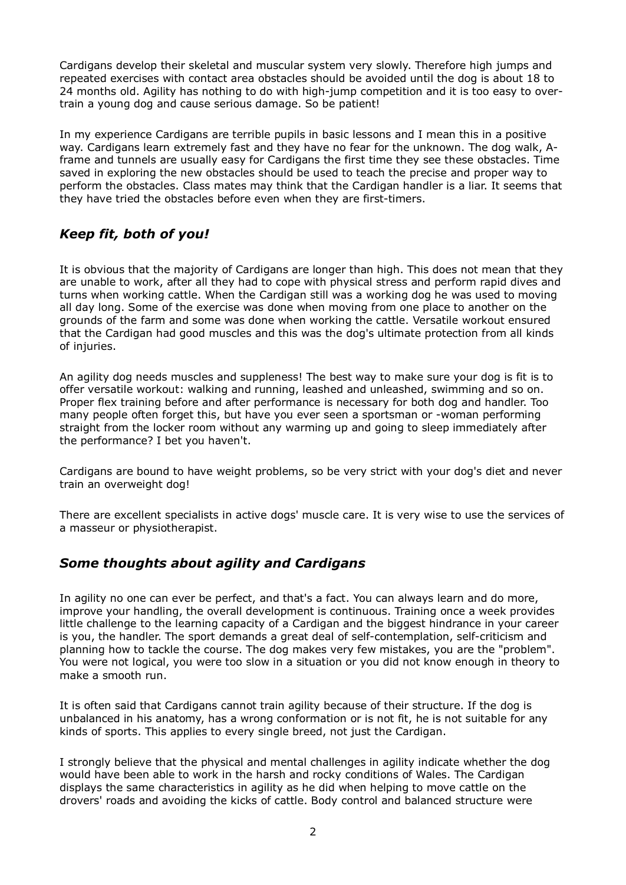Cardigans develop their skeletal and muscular system very slowly. Therefore high jumps and repeated exercises with contact area obstacles should be avoided until the dog is about 18 to 24 months old. Agility has nothing to do with high-jump competition and it is too easy to over-train a young dog and cause serious damage. So be patient!

In my experience Cardigans are terrible pupils in basic lessons and I mean this in a positive way. Cardigans learn extremely fast and they have no fear for the unknown. The dog walk, A-frame and tunnels are usually easy for Cardigans the first time they see these obstacles. Time saved in exploring the new obstacles should be used to teach the precise and proper way to perform the obstacles. Class mates may think that the Cardigan handler is a liar. It seems that they have tried the obstacles before even when they are first-timers.

## *Keep fit, both of you!*

It is obvious that the majority of Cardigans are longer than high. This does not mean that they are unable to work, after all they had to cope with physical stress and perform rapid dives and turns when working cattle. When the Cardigan still was a working dog he was used to moving all day long. Some of the exercise was done when moving from one place to another on the grounds of the farm and some was done when working the cattle. Versatile workout ensured that the Cardigan had good muscles and this was the dog's ultimate protection from all kinds of injuries.

An agility dog needs muscles and suppleness! The best way to make sure your dog is fit is to offer versatile workout: walking and running, leashed and unleashed, swimming and so on. Proper flex training before and after performance is necessary for both dog and handler. Too many people often forget this, but have you ever seen a sportsman or -woman performing straight from the locker room without any warming up and going to sleep immediately after the performance? I bet you haven't.

Cardigans are bound to have weight problems, so be very strict with your dog's diet and never train an overweight dog!

There are excellent specialists in active dogs' muscle care. It is very wise to use the services of a masseur or physiotherapist.

## *Some thoughts about agility and Cardigans*

In agility no one can ever be perfect, and that's a fact. You can always learn and do more, improve your handling, the overall development is continuous. Training once a week provides little challenge to the learning capacity of a Cardigan and the biggest hindrance in your career is you, the handler. The sport demands a great deal of self-contemplation, self-criticism and planning how to tackle the course. The dog makes very few mistakes, you are the "problem". You were not logical, you were too slow in a situation or you did not know enough in theory to make a smooth run.

It is often said that Cardigans cannot train agility because of their structure. If the dog is unbalanced in his anatomy, has a wrong conformation or is not fit, he is not suitable for any kinds of sports. This applies to every single breed, not just the Cardigan.

I strongly believe that the physical and mental challenges in agility indicate whether the dog would have been able to work in the harsh and rocky conditions of Wales. The Cardigan displays the same characteristics in agility as he did when helping to move cattle on the drovers' roads and avoiding the kicks of cattle. Body control and balanced structure were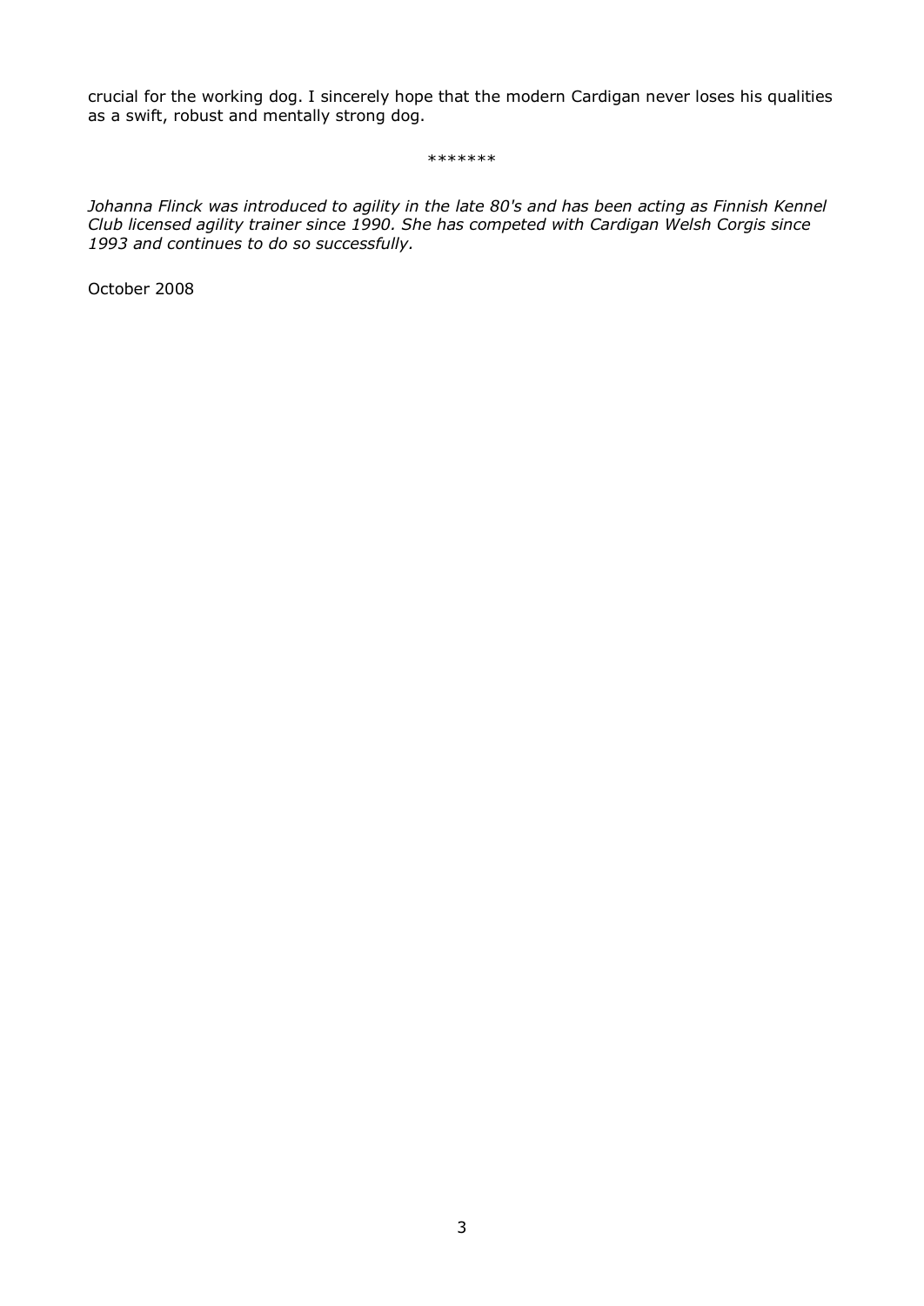crucial for the working dog. I sincerely hope that the modern Cardigan never loses his qualities as a swift, robust and mentally strong dog.

*******

*Johanna Flinck was introduced to agility in the late 80's and has been acting as Finnish Kennel Club licensed agility trainer since 1990. She has competed with Cardigan Welsh Corgis since 1993 and continues to do so successfully.*

October 2008